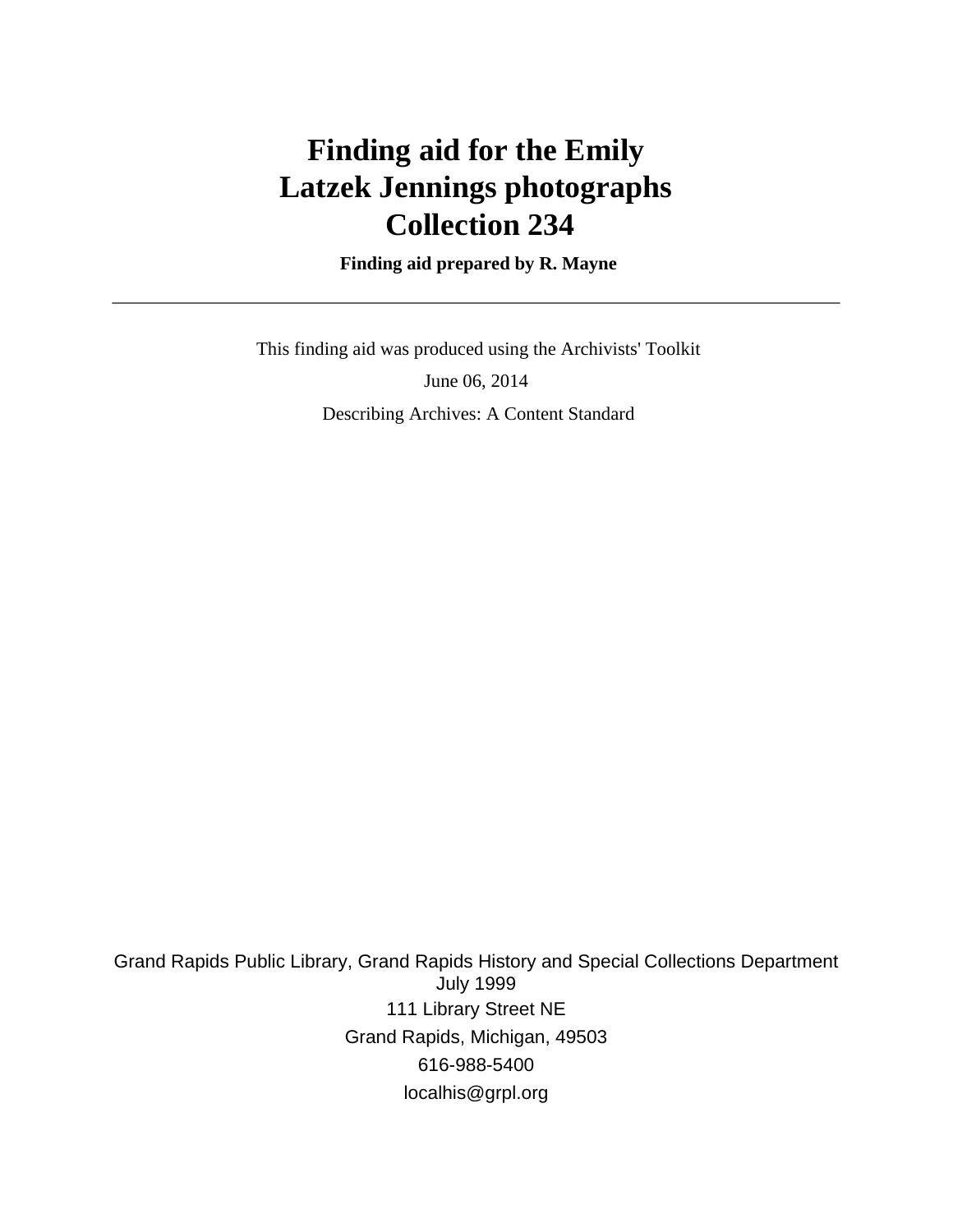# Finding aid for the Emily Latzek Jennings photographs Collection 234

**Finding aid prepared by R. Mayne**

---

This finding aid was produced using the Archivists' Toolkit

June 06, 2014

Describing Archives: A Content Standard

Grand Rapids Public Library, Grand Rapids History and Special Collections Department
July 1999

111 Library Street NE

Grand Rapids, Michigan, 49503

616-988-5400

localhis@grpl.org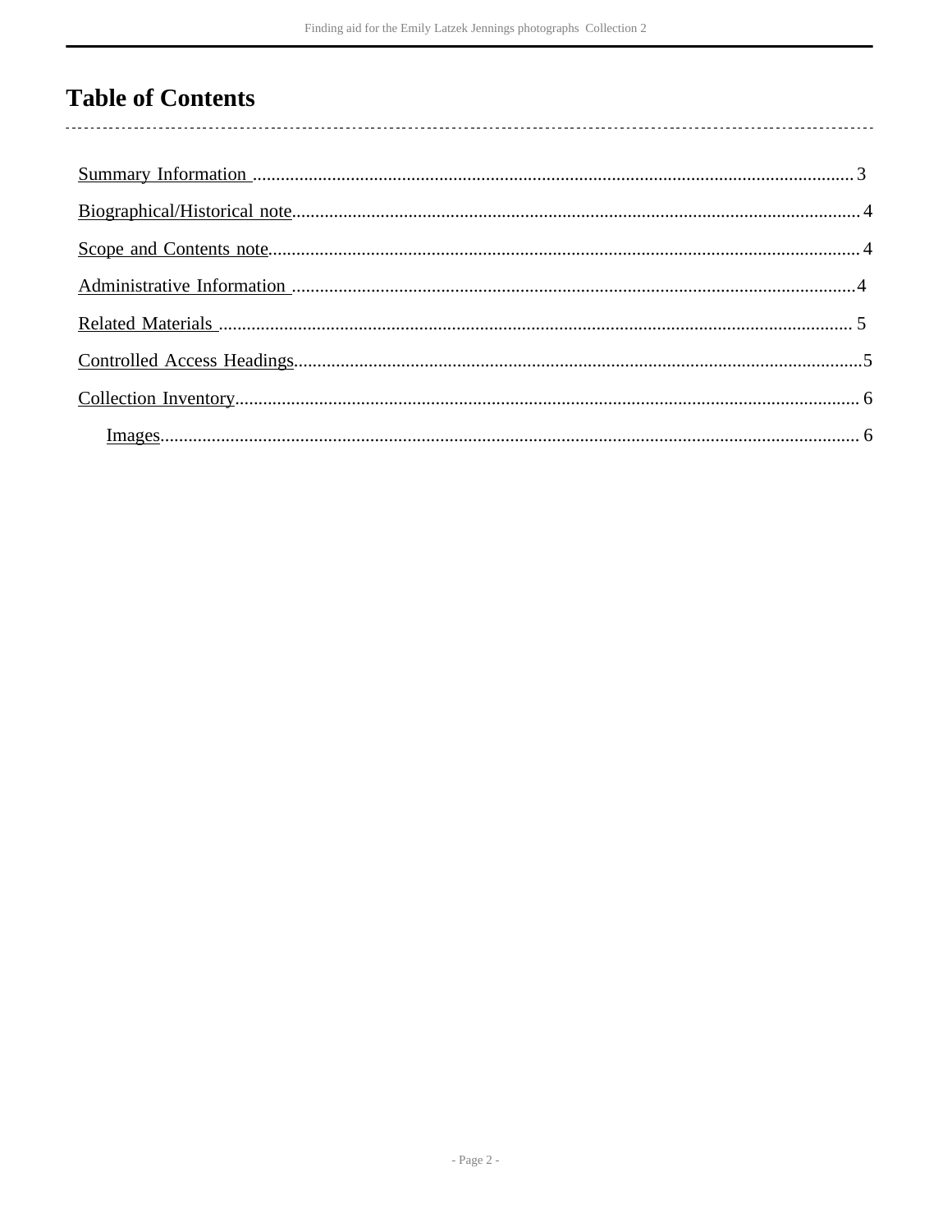# Table of Contents

- Summary Information ... 3
- Biographical/Historical note ... 4
- Scope and Contents note ... 4
- Administrative Information ... 4
- Related Materials ... 5
- Controlled Access Headings ... 5
- Collection Inventory ... 6
  - Images ... 6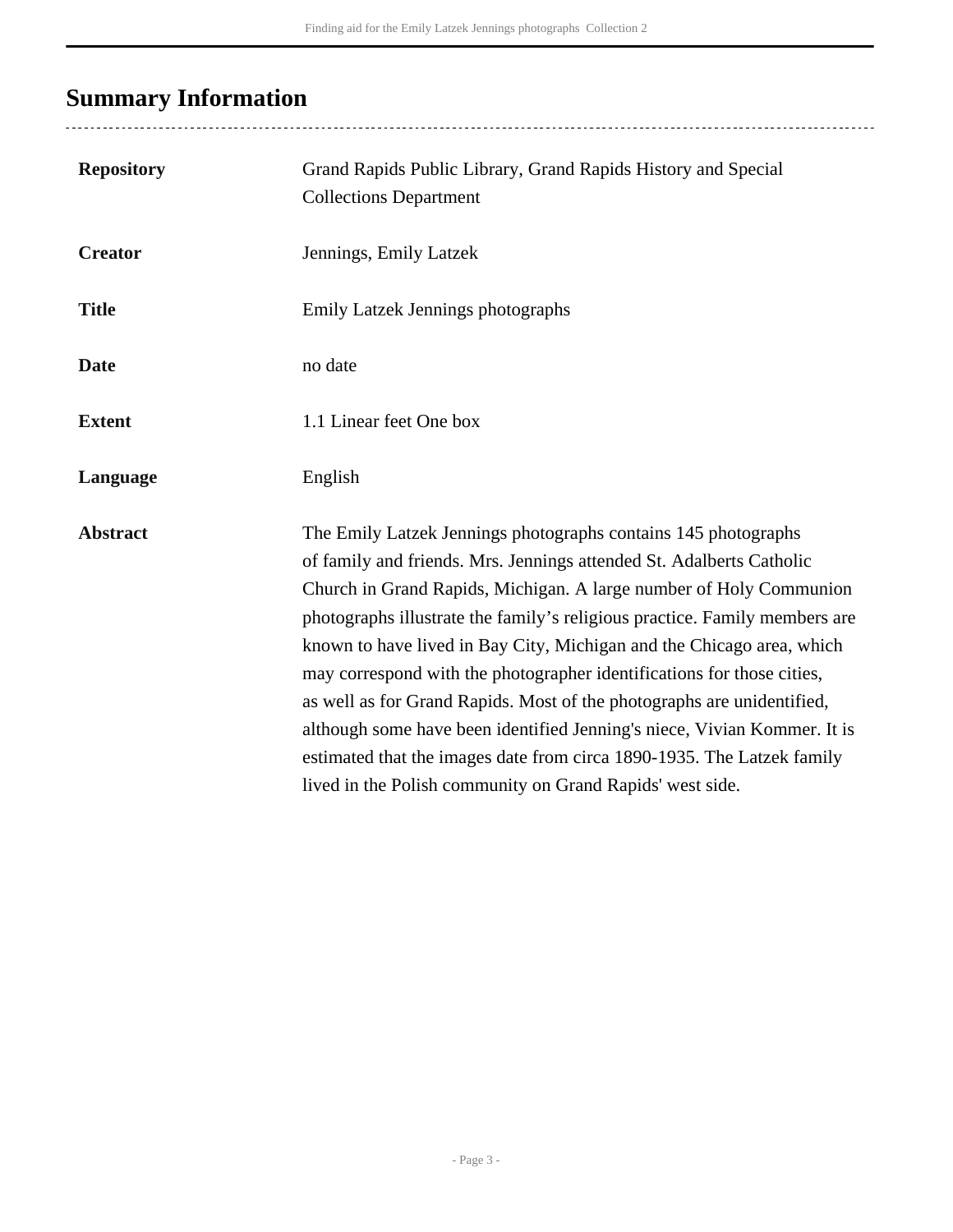## Summary Information

| | |
|---|---|
| **Repository** | Grand Rapids Public Library, Grand Rapids History and Special Collections Department |
| **Creator** | Jennings, Emily Latzek |
| **Title** | Emily Latzek Jennings photographs |
| **Date** | no date |
| **Extent** | 1.1 Linear feet One box |
| **Language** | English |
| **Abstract** | The Emily Latzek Jennings photographs contains 145 photographs of family and friends. Mrs. Jennings attended St. Adalberts Catholic Church in Grand Rapids, Michigan. A large number of Holy Communion photographs illustrate the family's religious practice. Family members are known to have lived in Bay City, Michigan and the Chicago area, which may correspond with the photographer identifications for those cities, as well as for Grand Rapids. Most of the photographs are unidentified, although some have been identified Jenning's niece, Vivian Kommer. It is estimated that the images date from circa 1890-1935. The Latzek family lived in the Polish community on Grand Rapids' west side. |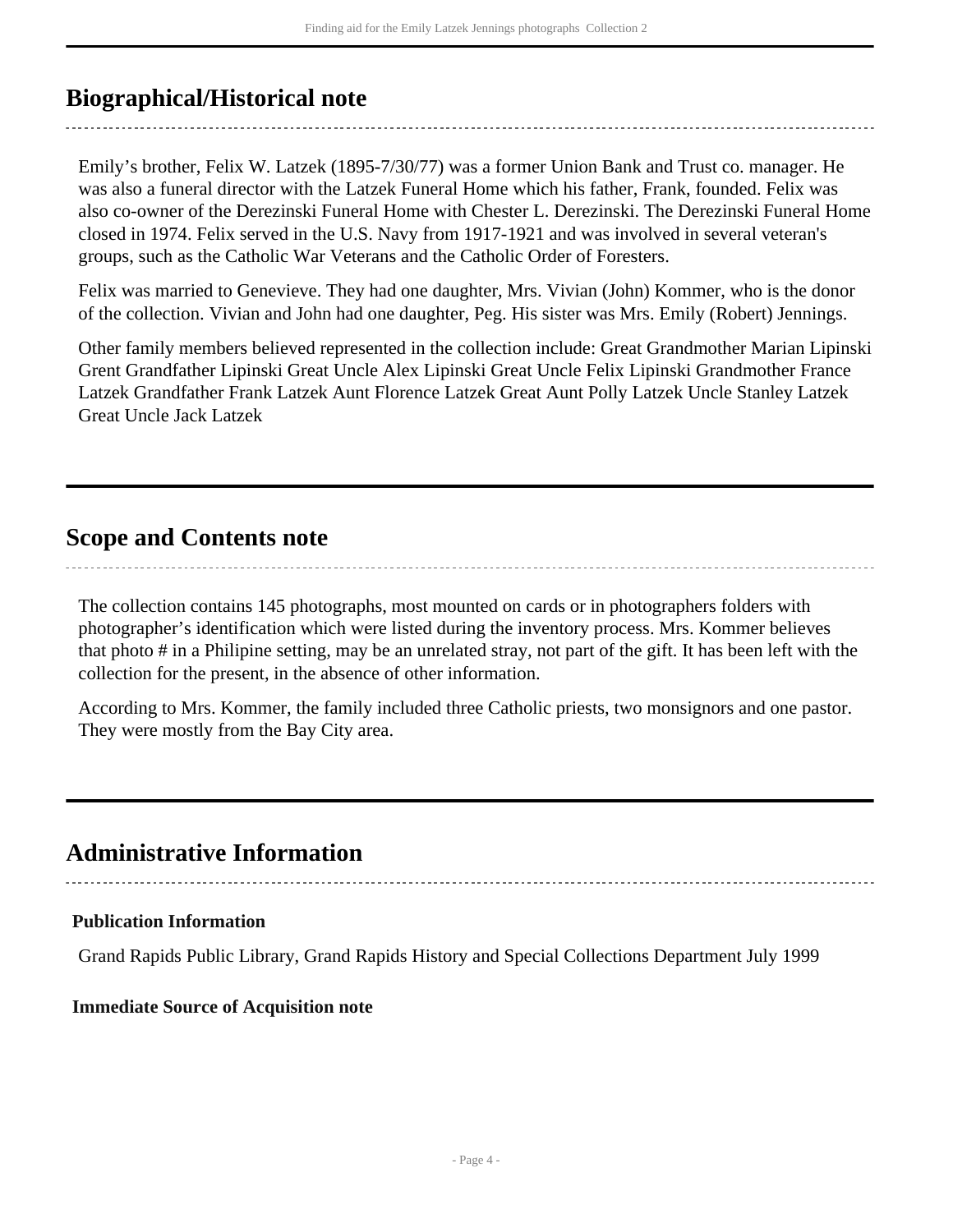## Biographical/Historical note

Emily's brother, Felix W. Latzek (1895-7/30/77) was a former Union Bank and Trust co. manager. He was also a funeral director with the Latzek Funeral Home which his father, Frank, founded. Felix was also co-owner of the Derezinski Funeral Home with Chester L. Derezinski. The Derezinski Funeral Home closed in 1974. Felix served in the U.S. Navy from 1917-1921 and was involved in several veteran's groups, such as the Catholic War Veterans and the Catholic Order of Foresters.

Felix was married to Genevieve. They had one daughter, Mrs. Vivian (John) Kommer, who is the donor of the collection. Vivian and John had one daughter, Peg. His sister was Mrs. Emily (Robert) Jennings.

Other family members believed represented in the collection include: Great Grandmother Marian Lipinski Grent Grandfather Lipinski Great Uncle Alex Lipinski Great Uncle Felix Lipinski Grandmother France Latzek Grandfather Frank Latzek Aunt Florence Latzek Great Aunt Polly Latzek Uncle Stanley Latzek Great Uncle Jack Latzek

## Scope and Contents note

The collection contains 145 photographs, most mounted on cards or in photographers folders with photographer's identification which were listed during the inventory process. Mrs. Kommer believes that photo # in a Philipine setting, may be an unrelated stray, not part of the gift. It has been left with the collection for the present, in the absence of other information.

According to Mrs. Kommer, the family included three Catholic priests, two monsignors and one pastor. They were mostly from the Bay City area.

## Administrative Information

### Publication Information

Grand Rapids Public Library, Grand Rapids History and Special Collections Department July 1999

### Immediate Source of Acquisition note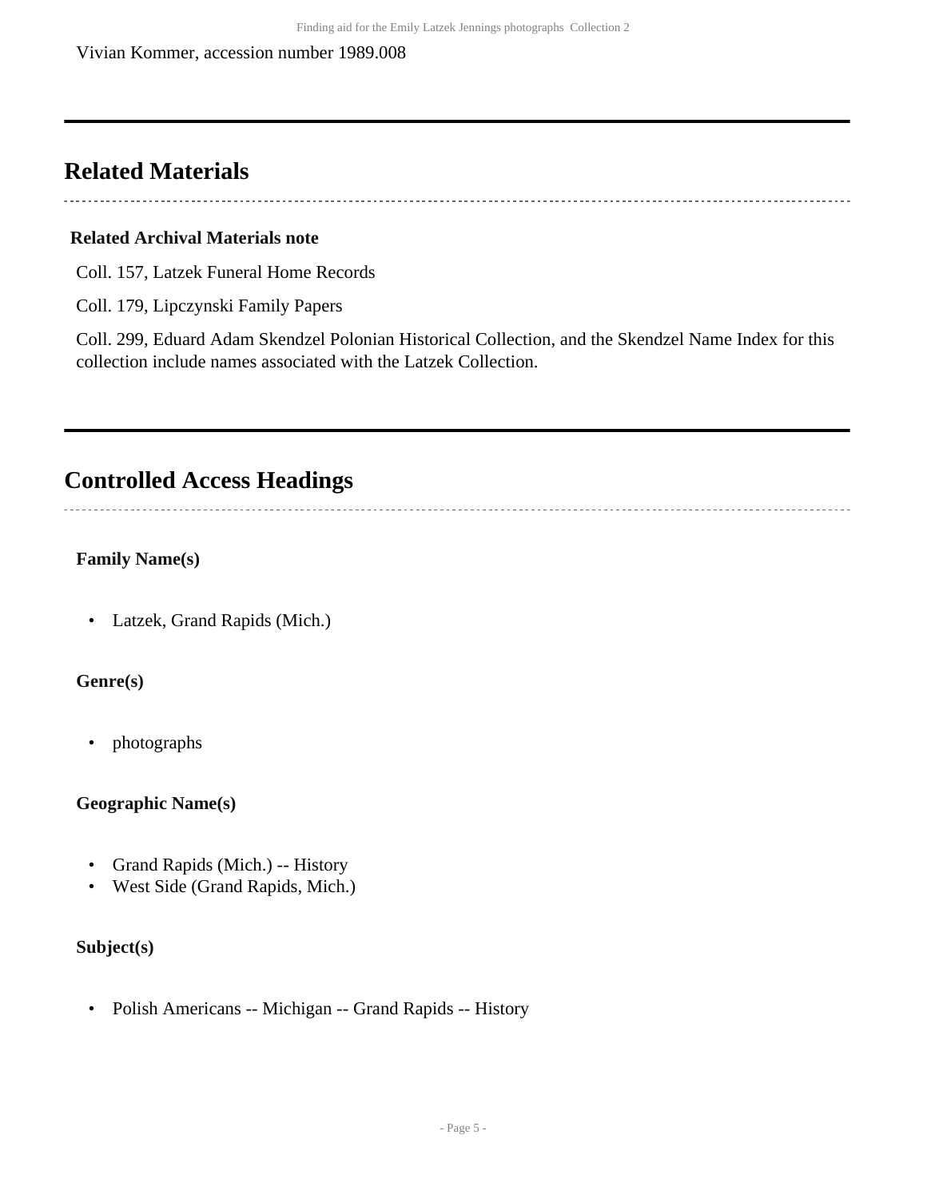Vivian Kommer, accession number 1989.008

## Related Materials

**Related Archival Materials note**

Coll. 157, Latzek Funeral Home Records

Coll. 179, Lipczynski Family Papers

Coll. 299, Eduard Adam Skendzel Polonian Historical Collection, and the Skendzel Name Index for this collection include names associated with the Latzek Collection.

## Controlled Access Headings

**Family Name(s)**

- Latzek, Grand Rapids (Mich.)

**Genre(s)**

- photographs

**Geographic Name(s)**

- Grand Rapids (Mich.) -- History
- West Side (Grand Rapids, Mich.)

**Subject(s)**

- Polish Americans -- Michigan -- Grand Rapids -- History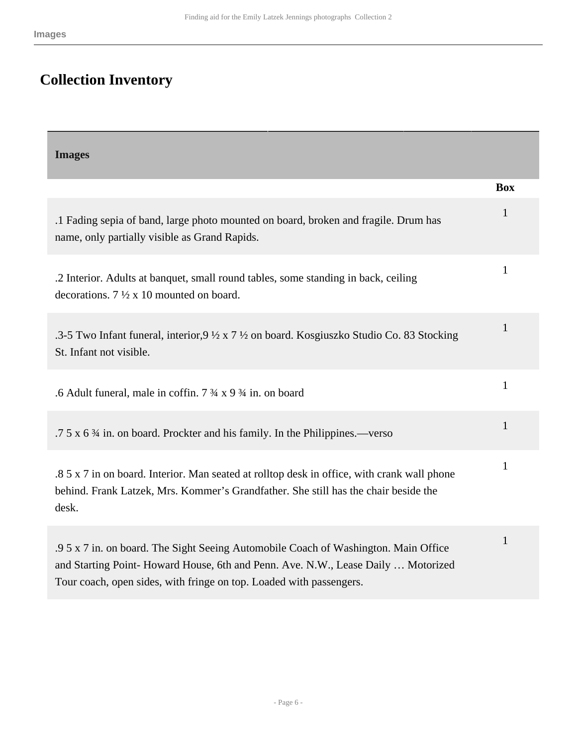## Collection Inventory

| Images | Box |
|---|---|
| .1 Fading sepia of band, large photo mounted on board, broken and fragile. Drum has name, only partially visible as Grand Rapids. | 1 |
| .2 Interior. Adults at banquet, small round tables, some standing in back, ceiling decorations. 7 ½ x 10 mounted on board. | 1 |
| .3-5 Two Infant funeral, interior,9 ½ x 7 ½ on board. Kosgiuszko Studio Co. 83 Stocking St. Infant not visible. | 1 |
| .6 Adult funeral, male in coffin. 7 ¾ x 9 ¾ in. on board | 1 |
| .7 5 x 6 ¾ in. on board. Prockter and his family. In the Philippines.—verso | 1 |
| .8 5 x 7 in on board. Interior. Man seated at rolltop desk in office, with crank wall phone behind. Frank Latzek, Mrs. Kommer's Grandfather. She still has the chair beside the desk. | 1 |
| .9 5 x 7 in. on board. The Sight Seeing Automobile Coach of Washington. Main Office and Starting Point- Howard House, 6th and Penn. Ave. N.W., Lease Daily … Motorized Tour coach, open sides, with fringe on top. Loaded with passengers. | 1 |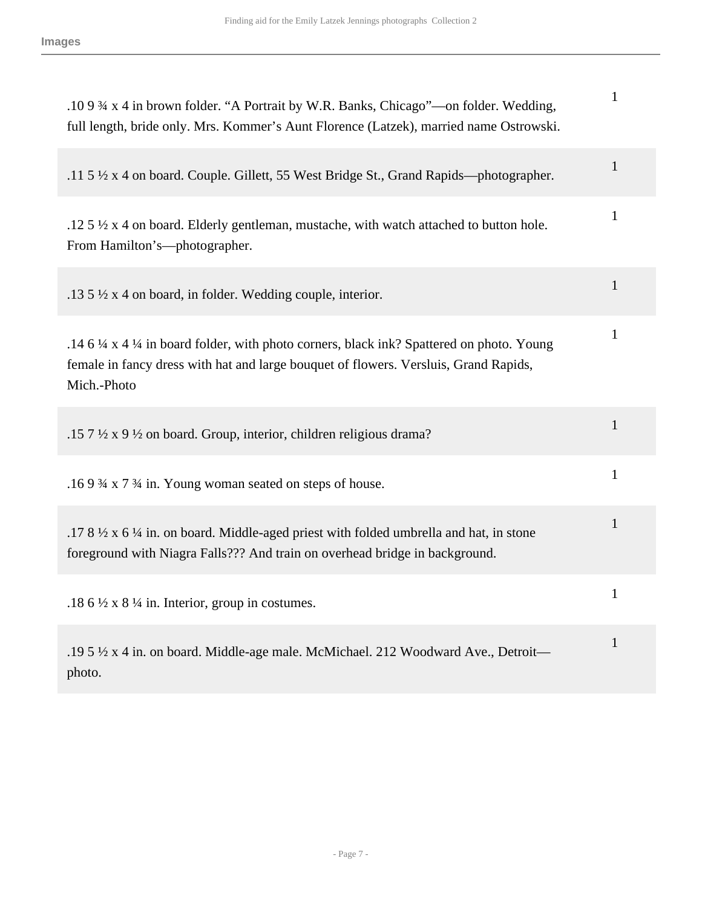**Images**

| | |
|---|---|
| .10 9 ¾ x 4 in brown folder. “A Portrait by W.R. Banks, Chicago”—on folder. Wedding, full length, bride only. Mrs. Kommer’s Aunt Florence (Latzek), married name Ostrowski. | 1 |
| .11 5 ½ x 4 on board. Couple. Gillett, 55 West Bridge St., Grand Rapids—photographer. | 1 |
| .12 5 ½ x 4 on board. Elderly gentleman, mustache, with watch attached to button hole. From Hamilton’s—photographer. | 1 |
| .13 5 ½ x 4 on board, in folder. Wedding couple, interior. | 1 |
| .14 6 ¼ x 4 ¼ in board folder, with photo corners, black ink? Spattered on photo. Young female in fancy dress with hat and large bouquet of flowers. Versluis, Grand Rapids, Mich.-Photo | 1 |
| .15 7 ½ x 9 ½ on board. Group, interior, children religious drama? | 1 |
| .16 9 ¾ x 7 ¾ in. Young woman seated on steps of house. | 1 |
| .17 8 ½ x 6 ¼ in. on board. Middle-aged priest with folded umbrella and hat, in stone foreground with Niagra Falls??? And train on overhead bridge in background. | 1 |
| .18 6 ½ x 8 ¼ in. Interior, group in costumes. | 1 |
| .19 5 ½ x 4 in. on board. Middle-age male. McMichael. 212 Woodward Ave., Detroit—photo. | 1 |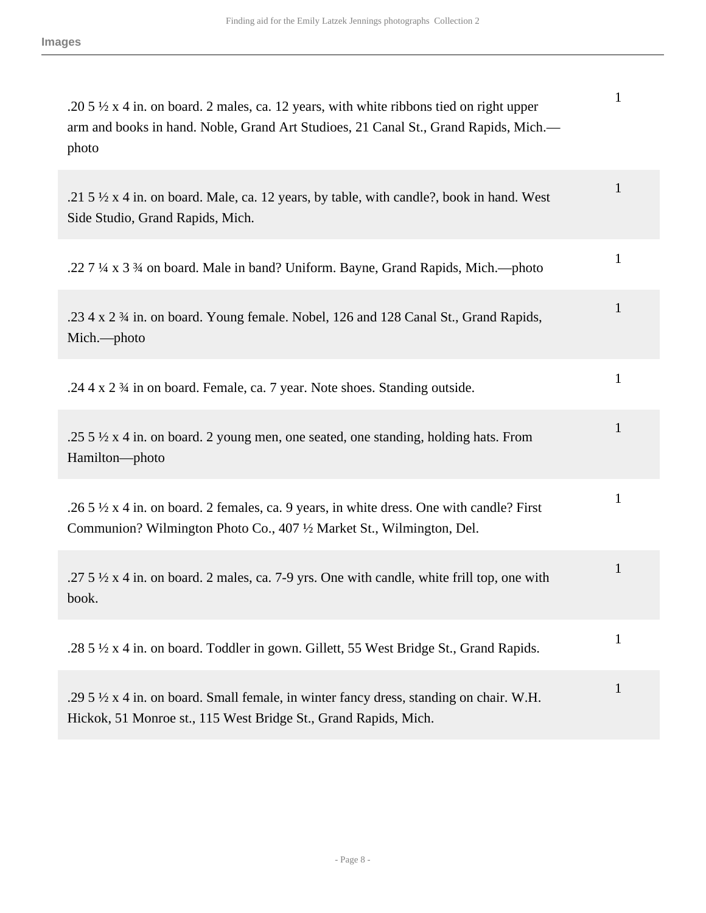| | |
|---|---|
| .20 5 ½ x 4 in. on board. 2 males, ca. 12 years, with white ribbons tied on right upper arm and books in hand. Noble, Grand Art Studioes, 21 Canal St., Grand Rapids, Mich.—photo | 1 |
| .21 5 ½ x 4 in. on board. Male, ca. 12 years, by table, with candle?, book in hand. West Side Studio, Grand Rapids, Mich. | 1 |
| .22 7 ¼ x 3 ¾ on board. Male in band? Uniform. Bayne, Grand Rapids, Mich.—photo | 1 |
| .23 4 x 2 ¾ in. on board. Young female. Nobel, 126 and 128 Canal St., Grand Rapids, Mich.—photo | 1 |
| .24 4 x 2 ¾ in on board. Female, ca. 7 year. Note shoes. Standing outside. | 1 |
| .25 5 ½ x 4 in. on board. 2 young men, one seated, one standing, holding hats. From Hamilton—photo | 1 |
| .26 5 ½ x 4 in. on board. 2 females, ca. 9 years, in white dress. One with candle? First Communion? Wilmington Photo Co., 407 ½ Market St., Wilmington, Del. | 1 |
| .27 5 ½ x 4 in. on board. 2 males, ca. 7-9 yrs. One with candle, white frill top, one with book. | 1 |
| .28 5 ½ x 4 in. on board. Toddler in gown. Gillett, 55 West Bridge St., Grand Rapids. | 1 |
| .29 5 ½ x 4 in. on board. Small female, in winter fancy dress, standing on chair. W.H. Hickok, 51 Monroe st., 115 West Bridge St., Grand Rapids, Mich. | 1 |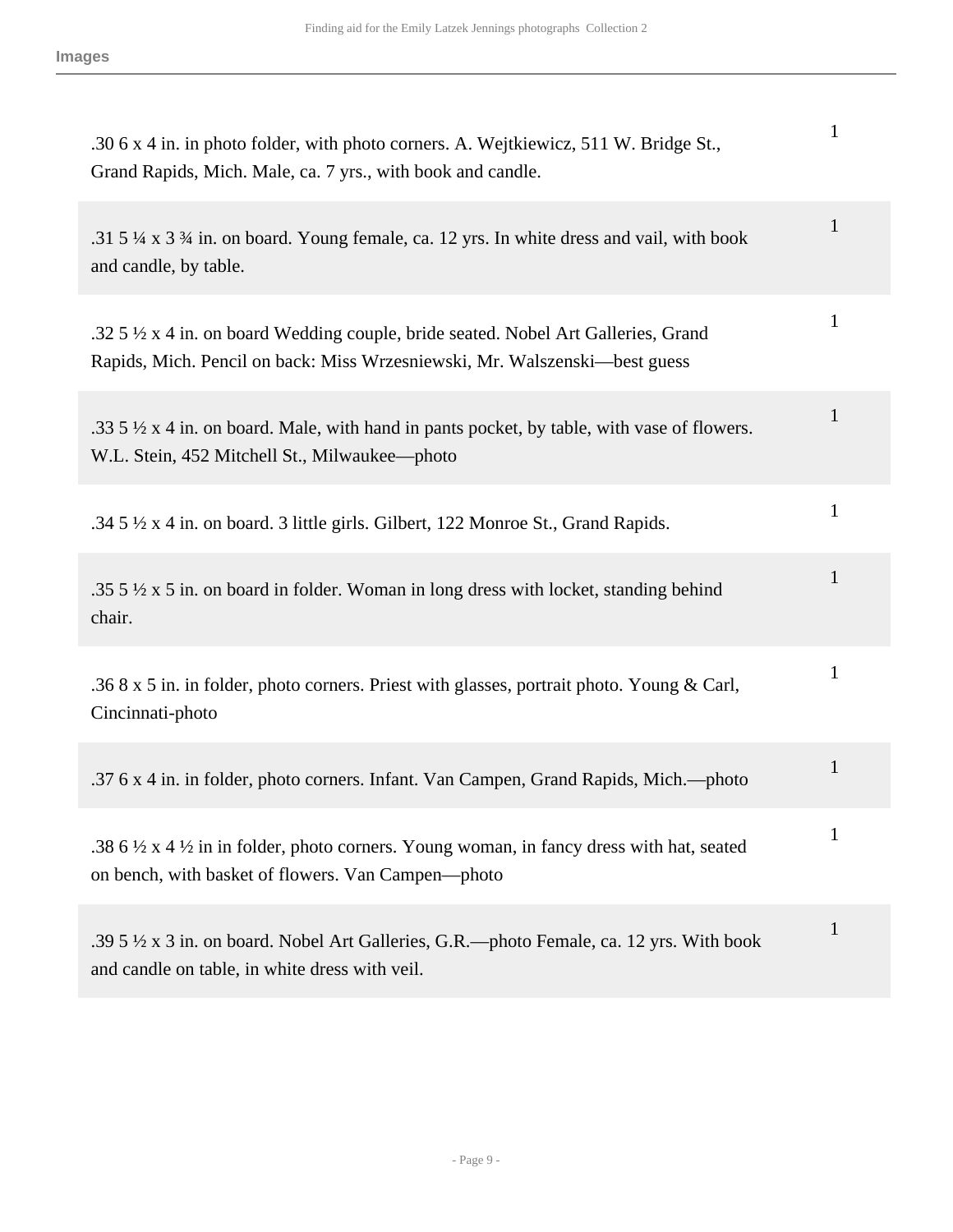| | |
|---|---|
| .30 6 x 4 in. in photo folder, with photo corners. A. Wejtkiewicz, 511 W. Bridge St., Grand Rapids, Mich. Male, ca. 7 yrs., with book and candle. | 1 |
| .31 5 ¼ x 3 ¾ in. on board. Young female, ca. 12 yrs. In white dress and vail, with book and candle, by table. | 1 |
| .32 5 ½ x 4 in. on board Wedding couple, bride seated. Nobel Art Galleries, Grand Rapids, Mich. Pencil on back: Miss Wrzesniewski, Mr. Walszenski—best guess | 1 |
| .33 5 ½ x 4 in. on board. Male, with hand in pants pocket, by table, with vase of flowers. W.L. Stein, 452 Mitchell St., Milwaukee—photo | 1 |
| .34 5 ½ x 4 in. on board. 3 little girls. Gilbert, 122 Monroe St., Grand Rapids. | 1 |
| .35 5 ½ x 5 in. on board in folder. Woman in long dress with locket, standing behind chair. | 1 |
| .36 8 x 5 in. in folder, photo corners. Priest with glasses, portrait photo. Young & Carl, Cincinnati-photo | 1 |
| .37 6 x 4 in. in folder, photo corners. Infant. Van Campen, Grand Rapids, Mich.—photo | 1 |
| .38 6 ½ x 4 ½ in in folder, photo corners. Young woman, in fancy dress with hat, seated on bench, with basket of flowers. Van Campen—photo | 1 |
| .39 5 ½ x 3 in. on board. Nobel Art Galleries, G.R.—photo Female, ca. 12 yrs. With book and candle on table, in white dress with veil. | 1 |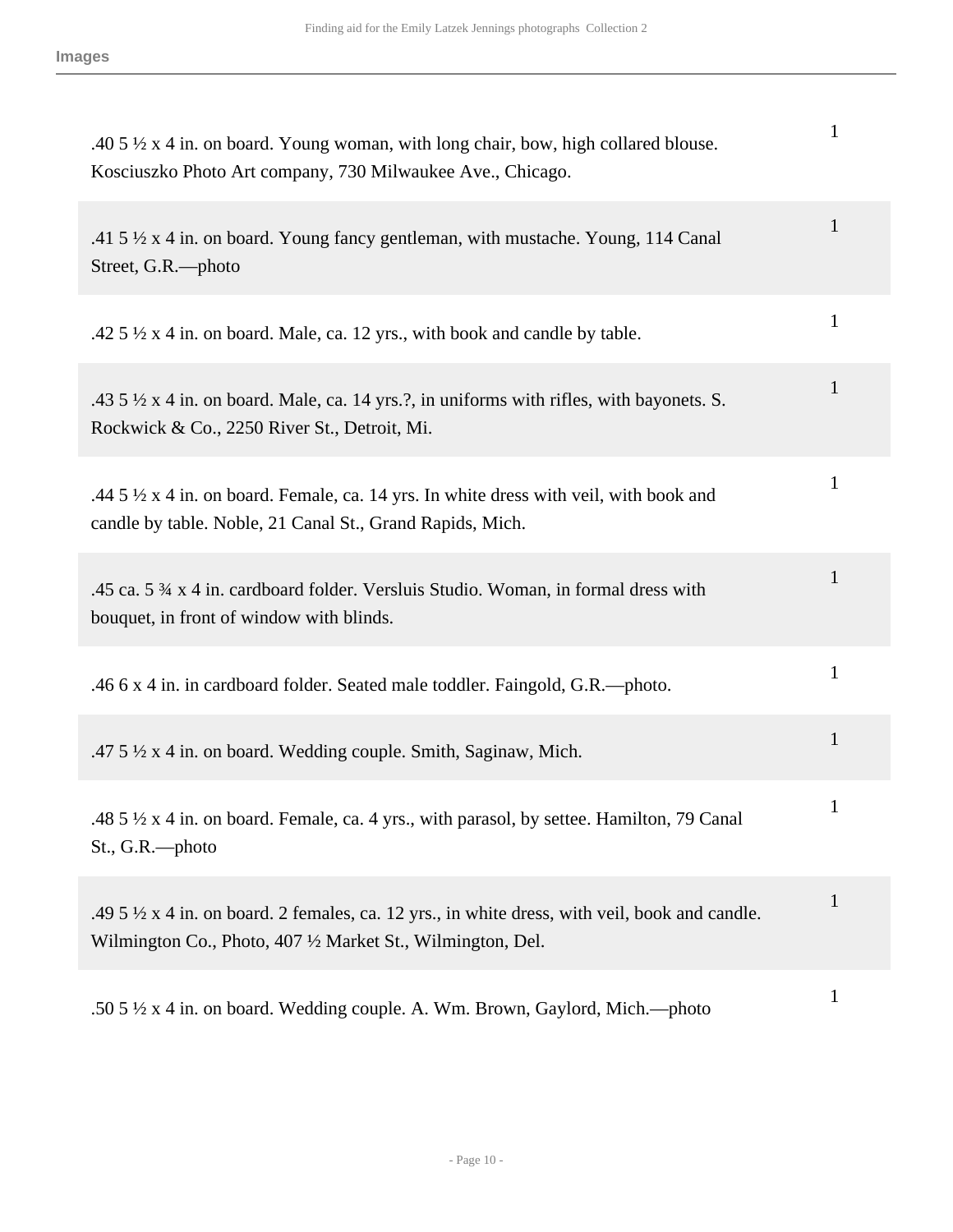| | |
|---|---|
| .40 5 ½ x 4 in. on board. Young woman, with long chair, bow, high collared blouse. Kosciuszko Photo Art company, 730 Milwaukee Ave., Chicago. | 1 |
| .41 5 ½ x 4 in. on board. Young fancy gentleman, with mustache. Young, 114 Canal Street, G.R.—photo | 1 |
| .42 5 ½ x 4 in. on board. Male, ca. 12 yrs., with book and candle by table. | 1 |
| .43 5 ½ x 4 in. on board. Male, ca. 14 yrs.?, in uniforms with rifles, with bayonets. S. Rockwick & Co., 2250 River St., Detroit, Mi. | 1 |
| .44 5 ½ x 4 in. on board. Female, ca. 14 yrs. In white dress with veil, with book and candle by table. Noble, 21 Canal St., Grand Rapids, Mich. | 1 |
| .45 ca. 5 ¾ x 4 in. cardboard folder. Versluis Studio. Woman, in formal dress with bouquet, in front of window with blinds. | 1 |
| .46 6 x 4 in. in cardboard folder. Seated male toddler. Faingold, G.R.—photo. | 1 |
| .47 5 ½ x 4 in. on board. Wedding couple. Smith, Saginaw, Mich. | 1 |
| .48 5 ½ x 4 in. on board. Female, ca. 4 yrs., with parasol, by settee. Hamilton, 79 Canal St., G.R.—photo | 1 |
| .49 5 ½ x 4 in. on board. 2 females, ca. 12 yrs., in white dress, with veil, book and candle. Wilmington Co., Photo, 407 ½ Market St., Wilmington, Del. | 1 |
| .50 5 ½ x 4 in. on board. Wedding couple. A. Wm. Brown, Gaylord, Mich.—photo | 1 |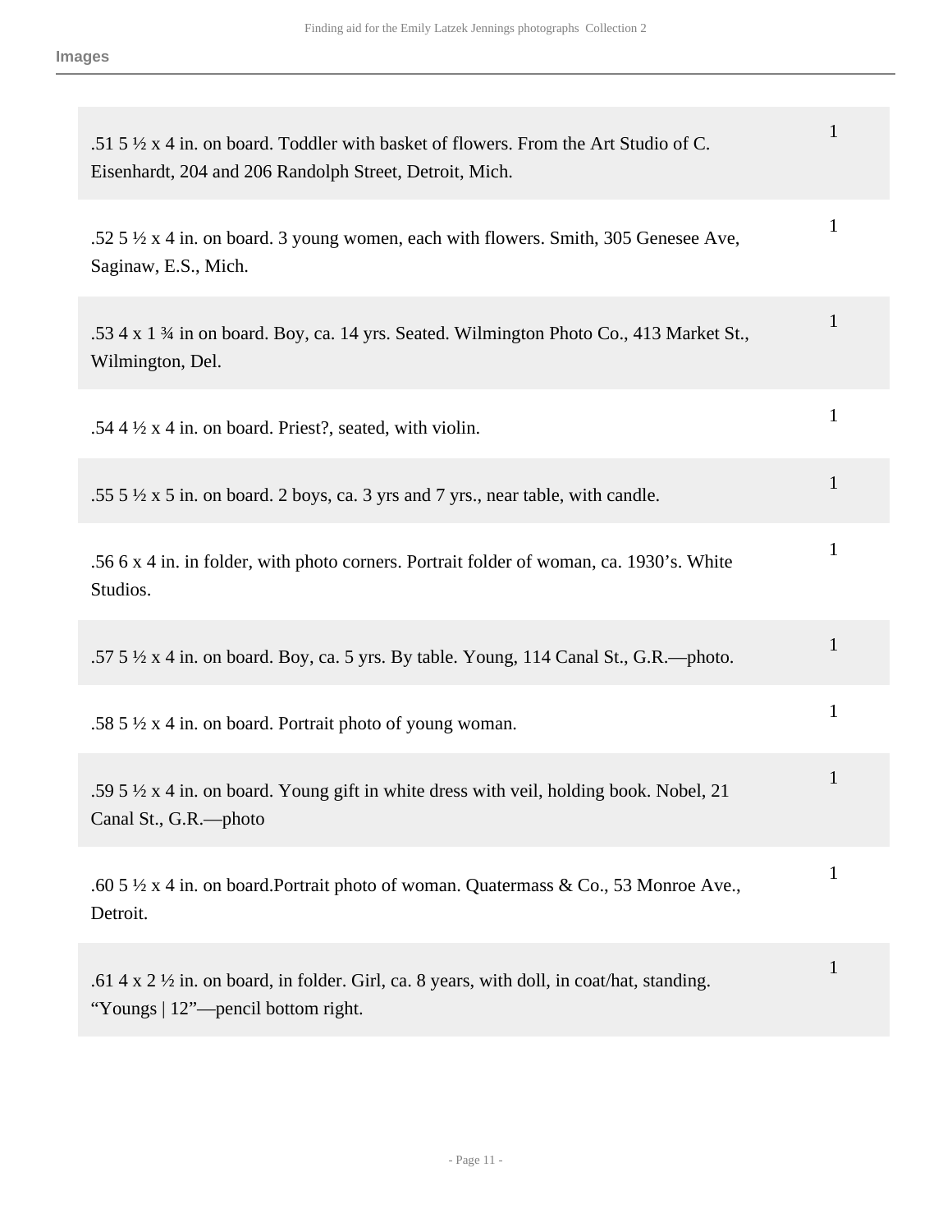**Images**

| | |
|---|---|
| .51 5 ½ x 4 in. on board. Toddler with basket of flowers. From the Art Studio of C. Eisenhardt, 204 and 206 Randolph Street, Detroit, Mich. | 1 |
| .52 5 ½ x 4 in. on board. 3 young women, each with flowers. Smith, 305 Genesee Ave, Saginaw, E.S., Mich. | 1 |
| .53 4 x 1 ¾ in on board. Boy, ca. 14 yrs. Seated. Wilmington Photo Co., 413 Market St., Wilmington, Del. | 1 |
| .54 4 ½ x 4 in. on board. Priest?, seated, with violin. | 1 |
| .55 5 ½ x 5 in. on board. 2 boys, ca. 3 yrs and 7 yrs., near table, with candle. | 1 |
| .56 6 x 4 in. in folder, with photo corners. Portrait folder of woman, ca. 1930's. White Studios. | 1 |
| .57 5 ½ x 4 in. on board. Boy, ca. 5 yrs. By table. Young, 114 Canal St., G.R.—photo. | 1 |
| .58 5 ½ x 4 in. on board. Portrait photo of young woman. | 1 |
| .59 5 ½ x 4 in. on board. Young gift in white dress with veil, holding book. Nobel, 21 Canal St., G.R.—photo | 1 |
| .60 5 ½ x 4 in. on board.Portrait photo of woman. Quatermass & Co., 53 Monroe Ave., Detroit. | 1 |
| .61 4 x 2 ½ in. on board, in folder. Girl, ca. 8 years, with doll, in coat/hat, standing. "Youngs \| 12"—pencil bottom right. | 1 |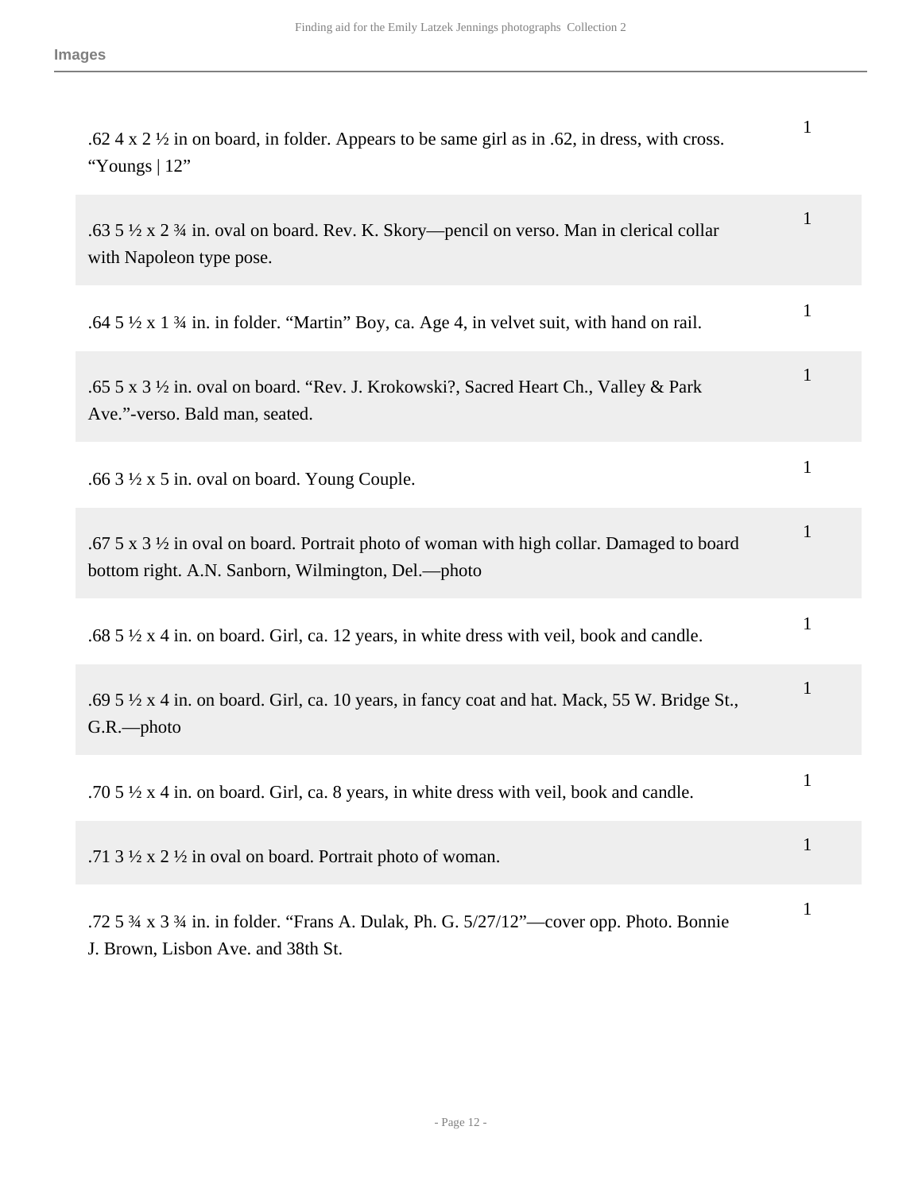| | |
|---|---|
| .62 4 x 2 ½ in on board, in folder. Appears to be same girl as in .62, in dress, with cross. "Youngs \| 12" | 1 |
| .63 5 ½ x 2 ¾ in. oval on board. Rev. K. Skory—pencil on verso. Man in clerical collar with Napoleon type pose. | 1 |
| .64 5 ½ x 1 ¾ in. in folder. "Martin" Boy, ca. Age 4, in velvet suit, with hand on rail. | 1 |
| .65 5 x 3 ½ in. oval on board. "Rev. J. Krokowski?, Sacred Heart Ch., Valley & Park Ave."-verso. Bald man, seated. | 1 |
| .66 3 ½ x 5 in. oval on board. Young Couple. | 1 |
| .67 5 x 3 ½ in oval on board. Portrait photo of woman with high collar. Damaged to board bottom right. A.N. Sanborn, Wilmington, Del.—photo | 1 |
| .68 5 ½ x 4 in. on board. Girl, ca. 12 years, in white dress with veil, book and candle. | 1 |
| .69 5 ½ x 4 in. on board. Girl, ca. 10 years, in fancy coat and hat. Mack, 55 W. Bridge St., G.R.—photo | 1 |
| .70 5 ½ x 4 in. on board. Girl, ca. 8 years, in white dress with veil, book and candle. | 1 |
| .71 3 ½ x 2 ½ in oval on board. Portrait photo of woman. | 1 |
| .72 5 ¾ x 3 ¾ in. in folder. "Frans A. Dulak, Ph. G. 5/27/12"—cover opp. Photo. Bonnie J. Brown, Lisbon Ave. and 38th St. | 1 |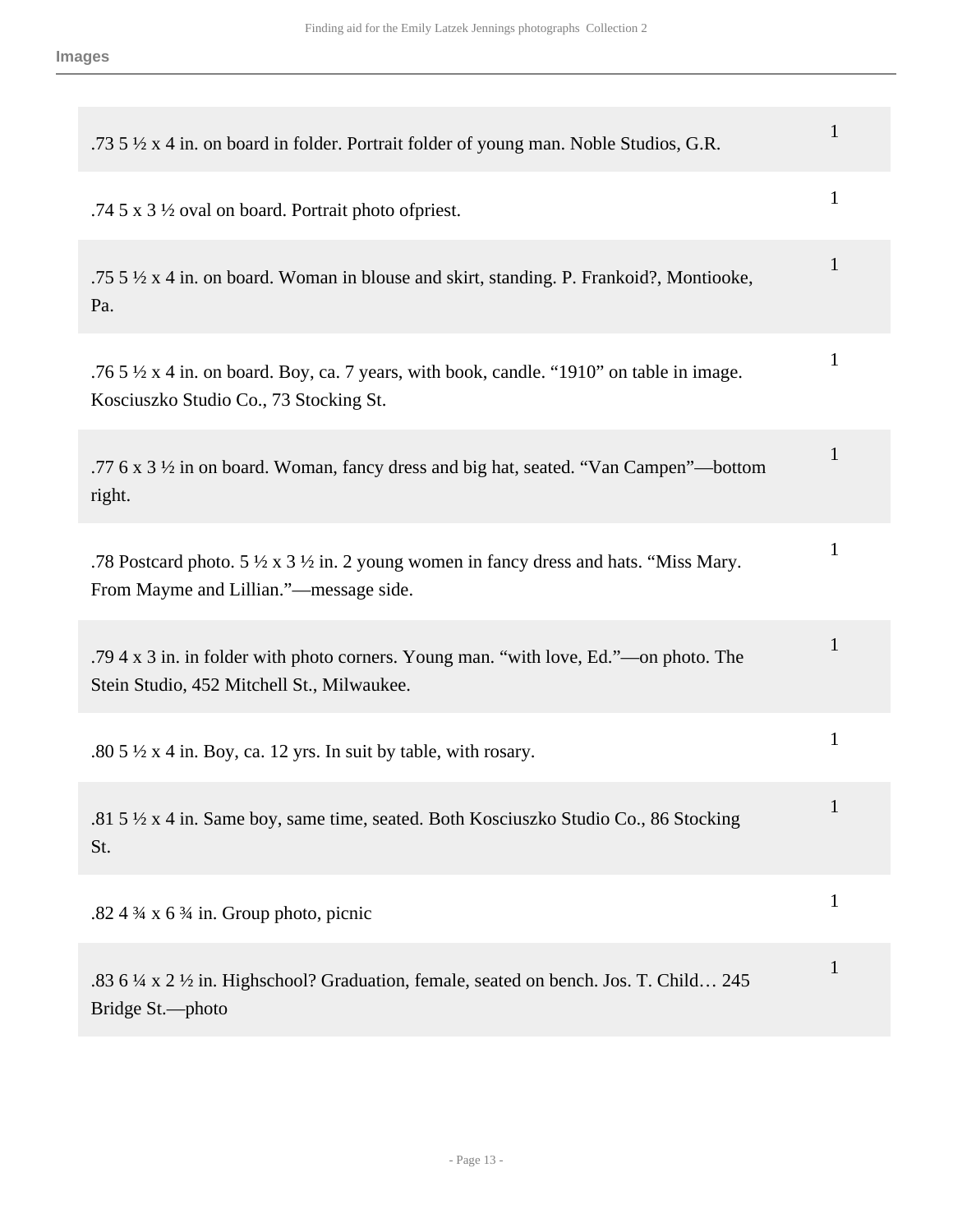**Images**

| | |
|---|---|
| .73 5 ½ x 4 in. on board in folder. Portrait folder of young man. Noble Studios, G.R. | 1 |
| .74 5 x 3 ½ oval on board. Portrait photo ofpriest. | 1 |
| .75 5 ½ x 4 in. on board. Woman in blouse and skirt, standing. P. Frankoid?, Montiooke, Pa. | 1 |
| .76 5 ½ x 4 in. on board. Boy, ca. 7 years, with book, candle. "1910" on table in image. Kosciuszko Studio Co., 73 Stocking St. | 1 |
| .77 6 x 3 ½ in on board. Woman, fancy dress and big hat, seated. "Van Campen"—bottom right. | 1 |
| .78 Postcard photo. 5 ½ x 3 ½ in. 2 young women in fancy dress and hats. "Miss Mary. From Mayme and Lillian."—message side. | 1 |
| .79 4 x 3 in. in folder with photo corners. Young man. "with love, Ed."—on photo. The Stein Studio, 452 Mitchell St., Milwaukee. | 1 |
| .80 5 ½ x 4 in. Boy, ca. 12 yrs. In suit by table, with rosary. | 1 |
| .81 5 ½ x 4 in. Same boy, same time, seated. Both Kosciuszko Studio Co., 86 Stocking St. | 1 |
| .82 4 ¾ x 6 ¾ in. Group photo, picnic | 1 |
| .83 6 ¼ x 2 ½ in. Highschool? Graduation, female, seated on bench. Jos. T. Child… 245 Bridge St.—photo | 1 |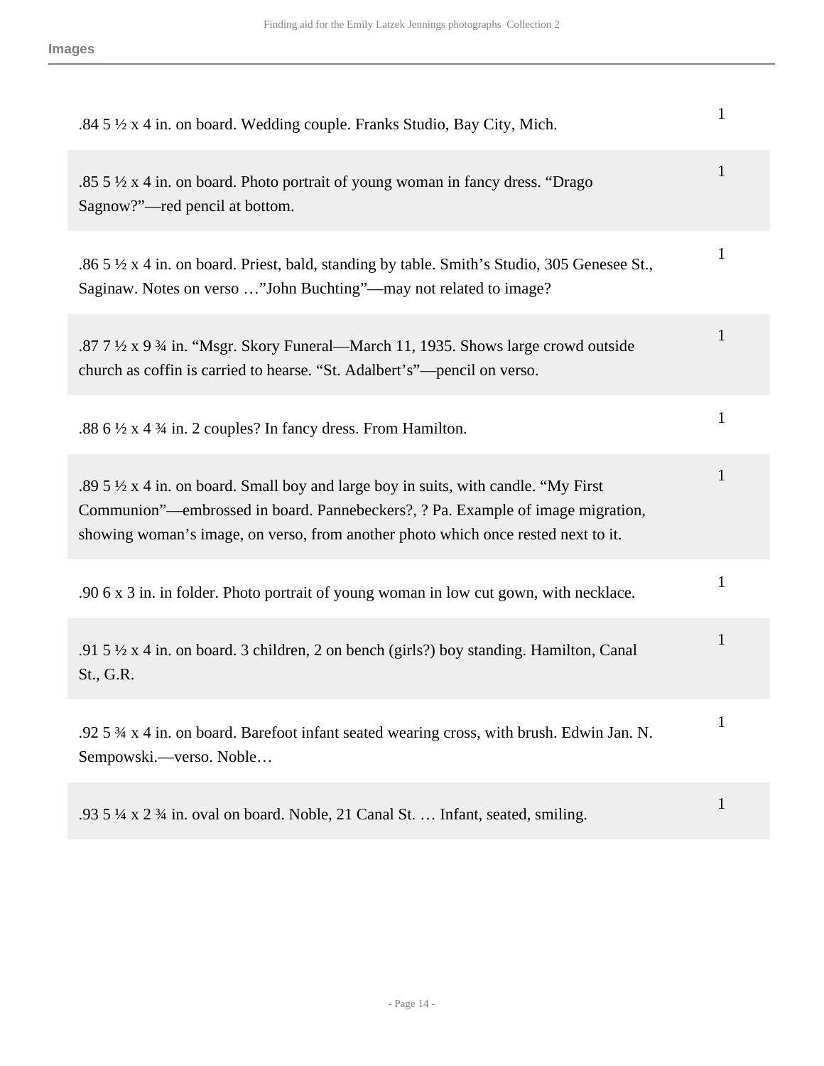| | |
|---|---|
| .84 5 ½ x 4 in. on board. Wedding couple. Franks Studio, Bay City, Mich. | 1 |
| .85 5 ½ x 4 in. on board. Photo portrait of young woman in fancy dress. “Drago Sagnow?”—red pencil at bottom. | 1 |
| .86 5 ½ x 4 in. on board. Priest, bald, standing by table. Smith’s Studio, 305 Genesee St., Saginaw. Notes on verso …”John Buchting”—may not related to image? | 1 |
| .87 7 ½ x 9 ¾ in. “Msgr. Skory Funeral—March 11, 1935. Shows large crowd outside church as coffin is carried to hearse. “St. Adalbert’s”—pencil on verso. | 1 |
| .88 6 ½ x 4 ¾ in. 2 couples? In fancy dress. From Hamilton. | 1 |
| .89 5 ½ x 4 in. on board. Small boy and large boy in suits, with candle. “My First Communion”—embrossed in board. Pannebeckers?, ? Pa. Example of image migration, showing woman’s image, on verso, from another photo which once rested next to it. | 1 |
| .90 6 x 3 in. in folder. Photo portrait of young woman in low cut gown, with necklace. | 1 |
| .91 5 ½ x 4 in. on board. 3 children, 2 on bench (girls?) boy standing. Hamilton, Canal St., G.R. | 1 |
| .92 5 ¾ x 4 in. on board. Barefoot infant seated wearing cross, with brush. Edwin Jan. N. Sempowski.—verso. Noble… | 1 |
| .93 5 ¼ x 2 ¾ in. oval on board. Noble, 21 Canal St. … Infant, seated, smiling. | 1 |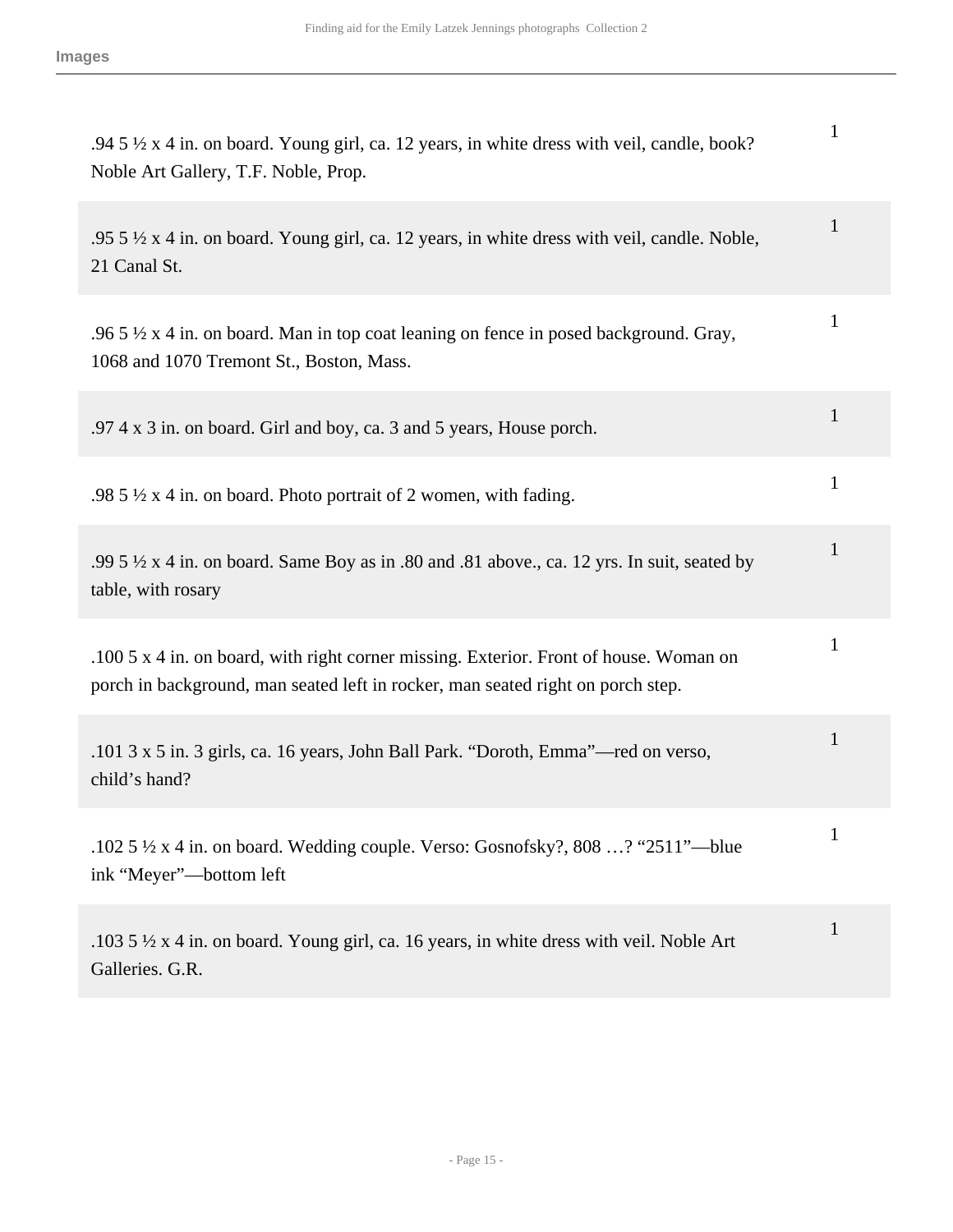| | |
|---|---|
| .94 5 ½ x 4 in. on board. Young girl, ca. 12 years, in white dress with veil, candle, book? Noble Art Gallery, T.F. Noble, Prop. | 1 |
| .95 5 ½ x 4 in. on board. Young girl, ca. 12 years, in white dress with veil, candle. Noble, 21 Canal St. | 1 |
| .96 5 ½ x 4 in. on board. Man in top coat leaning on fence in posed background. Gray, 1068 and 1070 Tremont St., Boston, Mass. | 1 |
| .97 4 x 3 in. on board. Girl and boy, ca. 3 and 5 years, House porch. | 1 |
| .98 5 ½ x 4 in. on board. Photo portrait of 2 women, with fading. | 1 |
| .99 5 ½ x 4 in. on board. Same Boy as in .80 and .81 above., ca. 12 yrs. In suit, seated by table, with rosary | 1 |
| .100 5 x 4 in. on board, with right corner missing. Exterior. Front of house. Woman on porch in background, man seated left in rocker, man seated right on porch step. | 1 |
| .101 3 x 5 in. 3 girls, ca. 16 years, John Ball Park. "Doroth, Emma"—red on verso, child's hand? | 1 |
| .102 5 ½ x 4 in. on board. Wedding couple. Verso: Gosnofsky?, 808 …? "2511"—blue ink "Meyer"—bottom left | 1 |
| .103 5 ½ x 4 in. on board. Young girl, ca. 16 years, in white dress with veil. Noble Art Galleries. G.R. | 1 |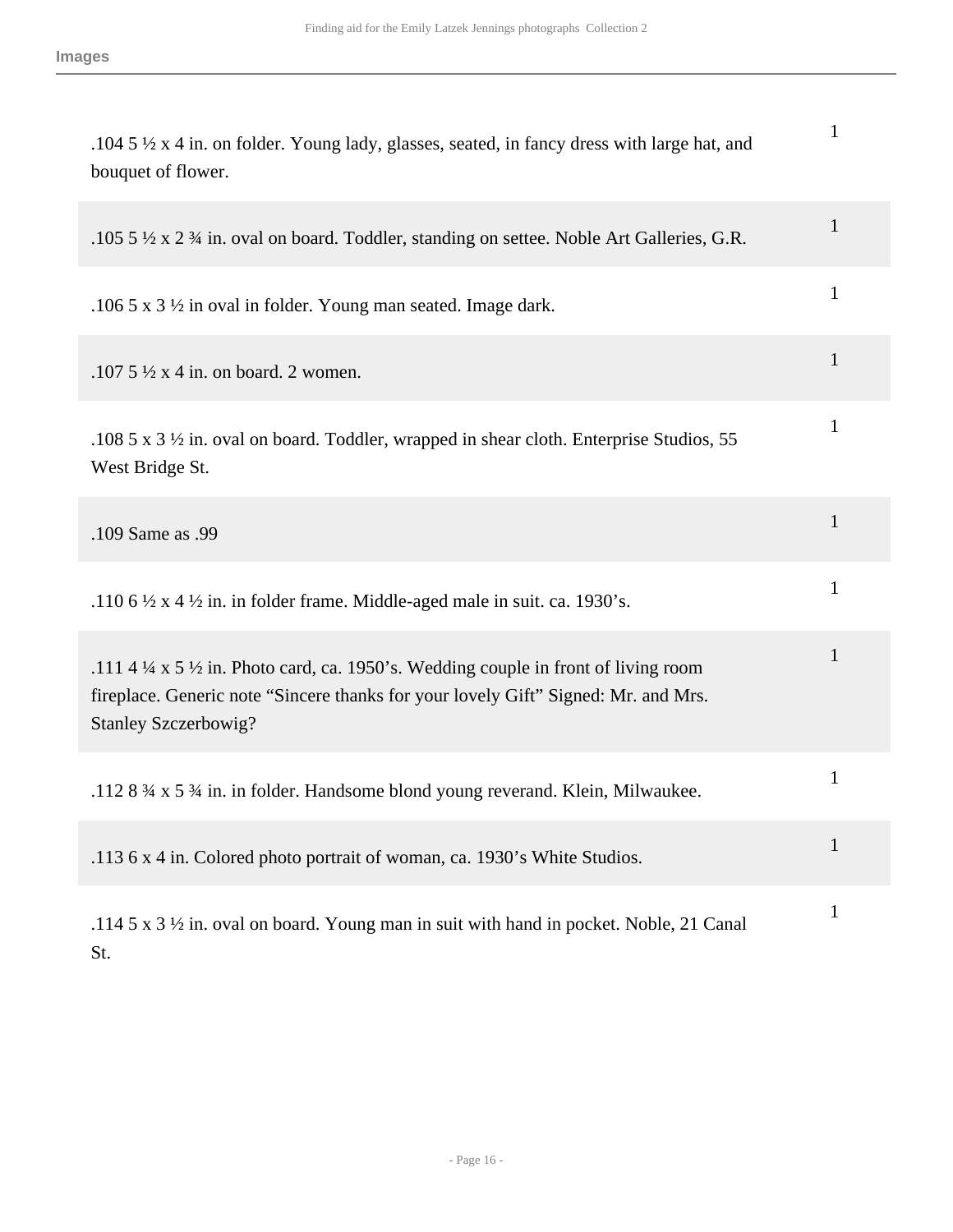| | |
|---|---|
| .104 5 ½ x 4 in. on folder. Young lady, glasses, seated, in fancy dress with large hat, and bouquet of flower. | 1 |
| .105 5 ½ x 2 ¾ in. oval on board. Toddler, standing on settee. Noble Art Galleries, G.R. | 1 |
| .106 5 x 3 ½ in oval in folder. Young man seated. Image dark. | 1 |
| .107 5 ½ x 4 in. on board. 2 women. | 1 |
| .108 5 x 3 ½ in. oval on board. Toddler, wrapped in shear cloth. Enterprise Studios, 55 West Bridge St. | 1 |
| .109 Same as .99 | 1 |
| .110 6 ½ x 4 ½ in. in folder frame. Middle-aged male in suit. ca. 1930's. | 1 |
| .111 4 ¼ x 5 ½ in. Photo card, ca. 1950's. Wedding couple in front of living room fireplace. Generic note "Sincere thanks for your lovely Gift" Signed: Mr. and Mrs. Stanley Szczerbowig? | 1 |
| .112 8 ¾ x 5 ¾ in. in folder. Handsome blond young reverand. Klein, Milwaukee. | 1 |
| .113 6 x 4 in. Colored photo portrait of woman, ca. 1930's White Studios. | 1 |
| .114 5 x 3 ½ in. oval on board. Young man in suit with hand in pocket. Noble, 21 Canal St. | 1 |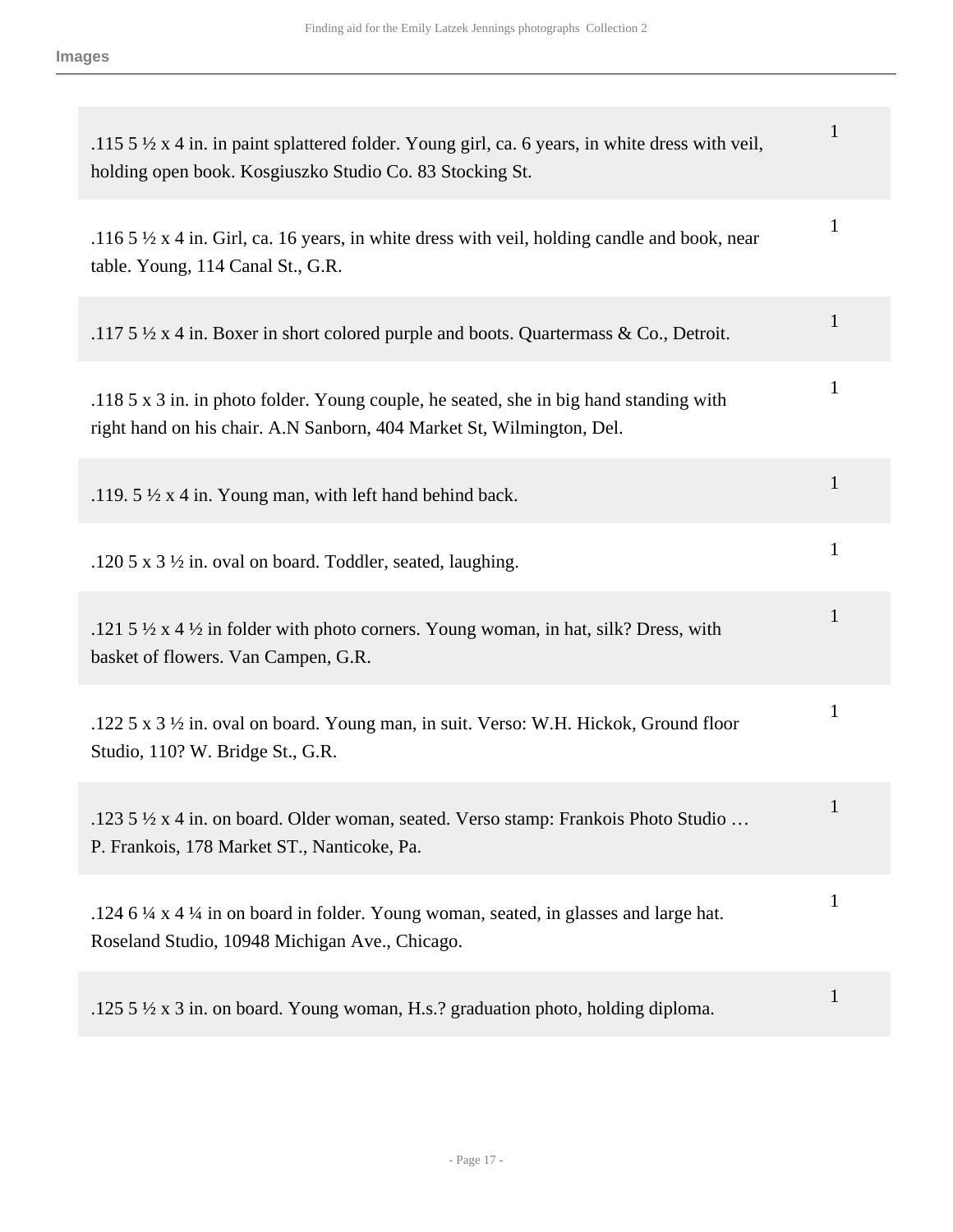**Images**

| | |
|---|---|
| .115 5 ½ x 4 in. in paint splattered folder. Young girl, ca. 6 years, in white dress with veil, holding open book. Kosgiuszko Studio Co. 83 Stocking St. | 1 |
| .116 5 ½ x 4 in. Girl, ca. 16 years, in white dress with veil, holding candle and book, near table. Young, 114 Canal St., G.R. | 1 |
| .117 5 ½ x 4 in. Boxer in short colored purple and boots. Quartermass & Co., Detroit. | 1 |
| .118 5 x 3 in. in photo folder. Young couple, he seated, she in big hand standing with right hand on his chair. A.N Sanborn, 404 Market St, Wilmington, Del. | 1 |
| .119. 5 ½ x 4 in. Young man, with left hand behind back. | 1 |
| .120 5 x 3 ½ in. oval on board. Toddler, seated, laughing. | 1 |
| .121 5 ½ x 4 ½ in folder with photo corners. Young woman, in hat, silk? Dress, with basket of flowers. Van Campen, G.R. | 1 |
| .122 5 x 3 ½ in. oval on board. Young man, in suit. Verso: W.H. Hickok, Ground floor Studio, 110? W. Bridge St., G.R. | 1 |
| .123 5 ½ x 4 in. on board. Older woman, seated. Verso stamp: Frankois Photo Studio … P. Frankois, 178 Market ST., Nanticoke, Pa. | 1 |
| .124 6 ¼ x 4 ¼ in on board in folder. Young woman, seated, in glasses and large hat. Roseland Studio, 10948 Michigan Ave., Chicago. | 1 |
| .125 5 ½ x 3 in. on board. Young woman, H.s.? graduation photo, holding diploma. | 1 |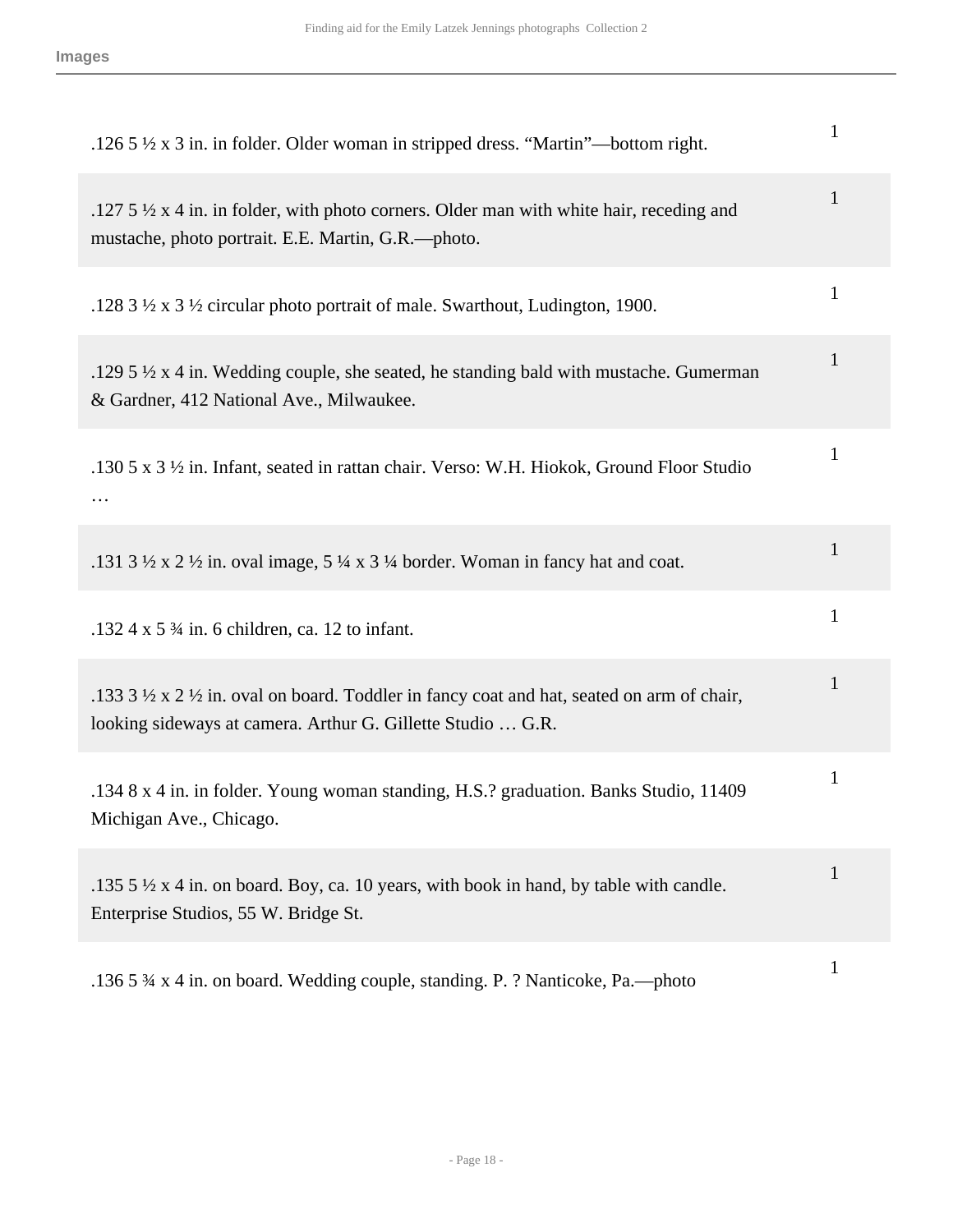| | |
|---|---|
| .126 5 ½ x 3 in. in folder. Older woman in stripped dress. "Martin"—bottom right. | 1 |
| .127 5 ½ x 4 in. in folder, with photo corners. Older man with white hair, receding and mustache, photo portrait. E.E. Martin, G.R.—photo. | 1 |
| .128 3 ½ x 3 ½ circular photo portrait of male. Swarthout, Ludington, 1900. | 1 |
| .129 5 ½ x 4 in. Wedding couple, she seated, he standing bald with mustache. Gumerman & Gardner, 412 National Ave., Milwaukee. | 1 |
| .130 5 x 3 ½ in. Infant, seated in rattan chair. Verso: W.H. Hiokok, Ground Floor Studio … | 1 |
| .131 3 ½ x 2 ½ in. oval image, 5 ¼ x 3 ¼ border. Woman in fancy hat and coat. | 1 |
| .132 4 x 5 ¾ in. 6 children, ca. 12 to infant. | 1 |
| .133 3 ½ x 2 ½ in. oval on board. Toddler in fancy coat and hat, seated on arm of chair, looking sideways at camera. Arthur G. Gillette Studio … G.R. | 1 |
| .134 8 x 4 in. in folder. Young woman standing, H.S.? graduation. Banks Studio, 11409 Michigan Ave., Chicago. | 1 |
| .135 5 ½ x 4 in. on board. Boy, ca. 10 years, with book in hand, by table with candle. Enterprise Studios, 55 W. Bridge St. | 1 |
| .136 5 ¾ x 4 in. on board. Wedding couple, standing. P. ? Nanticoke, Pa.—photo | 1 |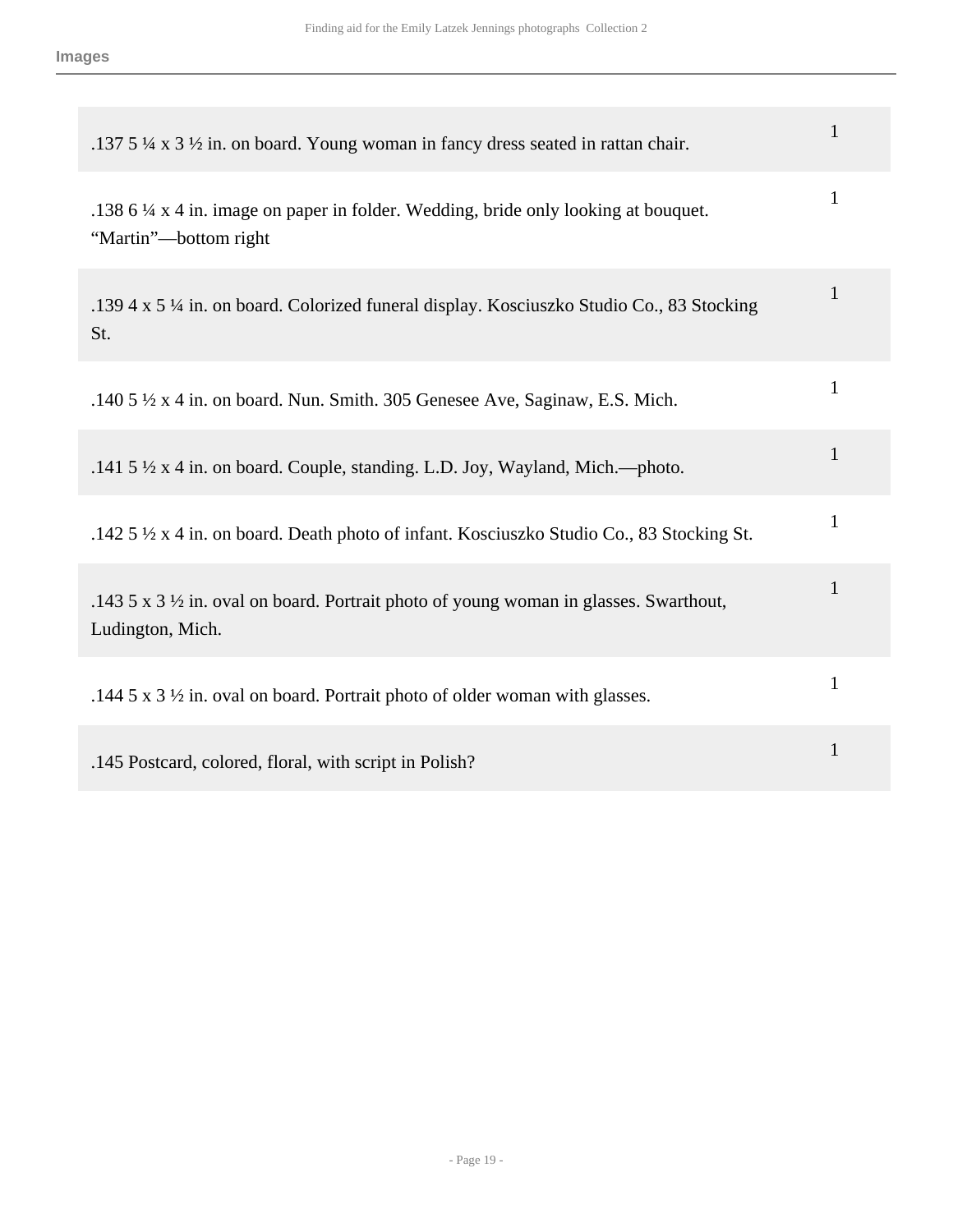**Images**

| | |
|---|---|
| .137 5 ¼ x 3 ½ in. on board. Young woman in fancy dress seated in rattan chair. | 1 |
| .138 6 ¼ x 4 in. image on paper in folder. Wedding, bride only looking at bouquet. "Martin"—bottom right | 1 |
| .139 4 x 5 ¼ in. on board. Colorized funeral display. Kosciuszko Studio Co., 83 Stocking St. | 1 |
| .140 5 ½ x 4 in. on board. Nun. Smith. 305 Genesee Ave, Saginaw, E.S. Mich. | 1 |
| .141 5 ½ x 4 in. on board. Couple, standing. L.D. Joy, Wayland, Mich.—photo. | 1 |
| .142 5 ½ x 4 in. on board. Death photo of infant. Kosciuszko Studio Co., 83 Stocking St. | 1 |
| .143 5 x 3 ½ in. oval on board. Portrait photo of young woman in glasses. Swarthout, Ludington, Mich. | 1 |
| .144 5 x 3 ½ in. oval on board. Portrait photo of older woman with glasses. | 1 |
| .145 Postcard, colored, floral, with script in Polish? | 1 |